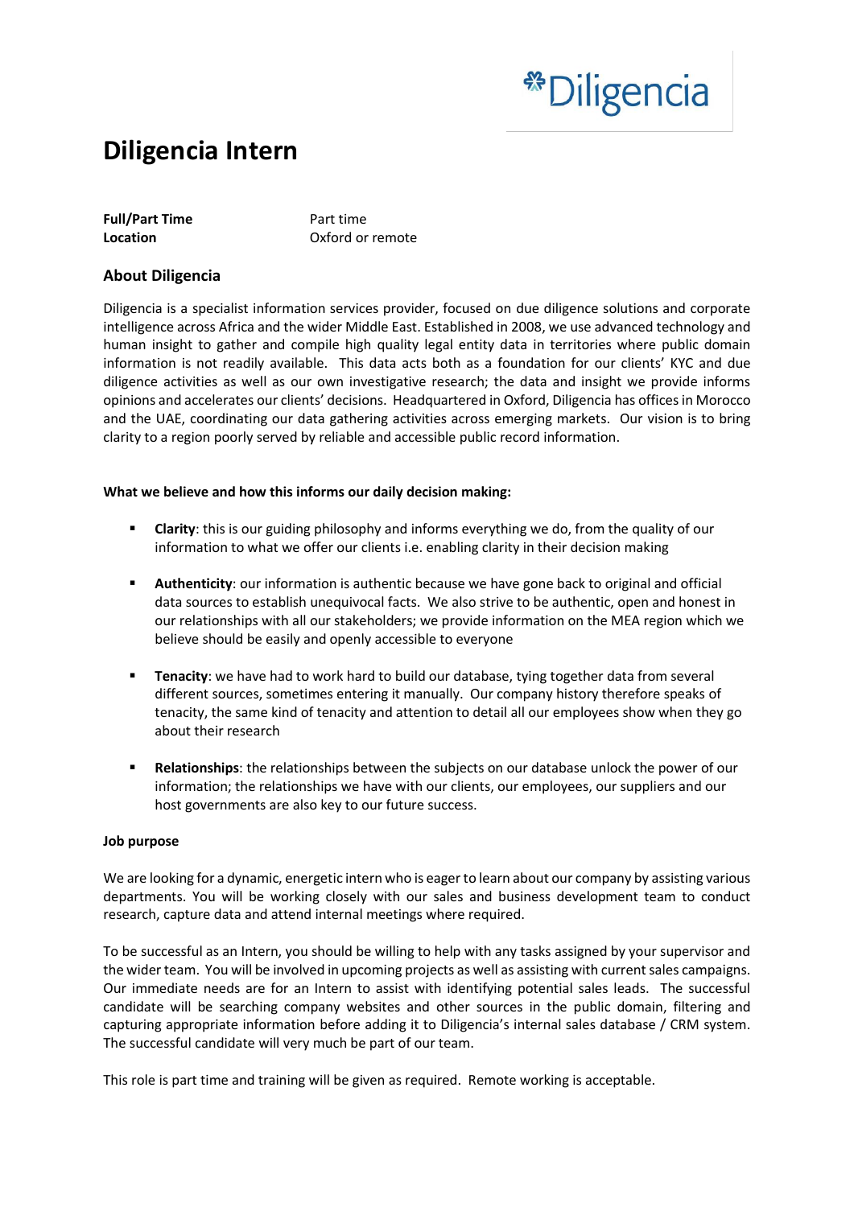# Diligencia Intern

| | |
|---|---|
| **Full/Part Time** | Part time |
| **Location** | Oxford or remote |

## About Diligencia

Diligencia is a specialist information services provider, focused on due diligence solutions and corporate intelligence across Africa and the wider Middle East. Established in 2008, we use advanced technology and human insight to gather and compile high quality legal entity data in territories where public domain information is not readily available. This data acts both as a foundation for our clients' KYC and due diligence activities as well as our own investigative research; the data and insight we provide informs opinions and accelerates our clients' decisions. Headquartered in Oxford, Diligencia has offices in Morocco and the UAE, coordinating our data gathering activities across emerging markets. Our vision is to bring clarity to a region poorly served by reliable and accessible public record information.

**What we believe and how this informs our daily decision making:**

- **Clarity**: this is our guiding philosophy and informs everything we do, from the quality of our information to what we offer our clients i.e. enabling clarity in their decision making
- **Authenticity**: our information is authentic because we have gone back to original and official data sources to establish unequivocal facts. We also strive to be authentic, open and honest in our relationships with all our stakeholders; we provide information on the MEA region which we believe should be easily and openly accessible to everyone
- **Tenacity**: we have had to work hard to build our database, tying together data from several different sources, sometimes entering it manually. Our company history therefore speaks of tenacity, the same kind of tenacity and attention to detail all our employees show when they go about their research
- **Relationships**: the relationships between the subjects on our database unlock the power of our information; the relationships we have with our clients, our employees, our suppliers and our host governments are also key to our future success.

**Job purpose**

We are looking for a dynamic, energetic intern who is eager to learn about our company by assisting various departments. You will be working closely with our sales and business development team to conduct research, capture data and attend internal meetings where required.

To be successful as an Intern, you should be willing to help with any tasks assigned by your supervisor and the wider team. You will be involved in upcoming projects as well as assisting with current sales campaigns. Our immediate needs are for an Intern to assist with identifying potential sales leads. The successful candidate will be searching company websites and other sources in the public domain, filtering and capturing appropriate information before adding it to Diligencia's internal sales database / CRM system. The successful candidate will very much be part of our team.

This role is part time and training will be given as required. Remote working is acceptable.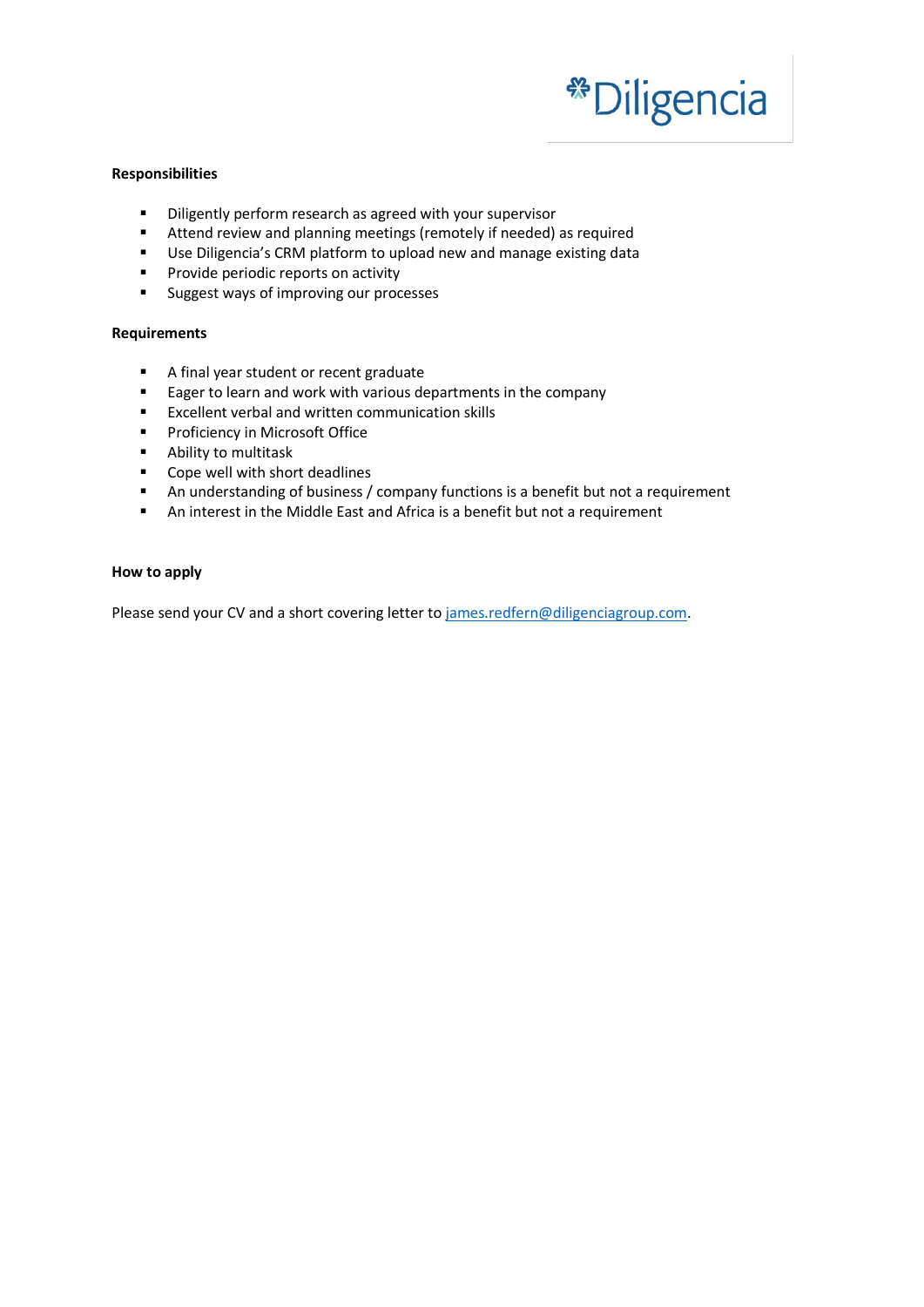**Responsibilities**

- Diligently perform research as agreed with your supervisor
- Attend review and planning meetings (remotely if needed) as required
- Use Diligencia's CRM platform to upload new and manage existing data
- Provide periodic reports on activity
- Suggest ways of improving our processes

**Requirements**

- A final year student or recent graduate
- Eager to learn and work with various departments in the company
- Excellent verbal and written communication skills
- Proficiency in Microsoft Office
- Ability to multitask
- Cope well with short deadlines
- An understanding of business / company functions is a benefit but not a requirement
- An interest in the Middle East and Africa is a benefit but not a requirement

**How to apply**

Please send your CV and a short covering letter to james.redfern@diligenciagroup.com.